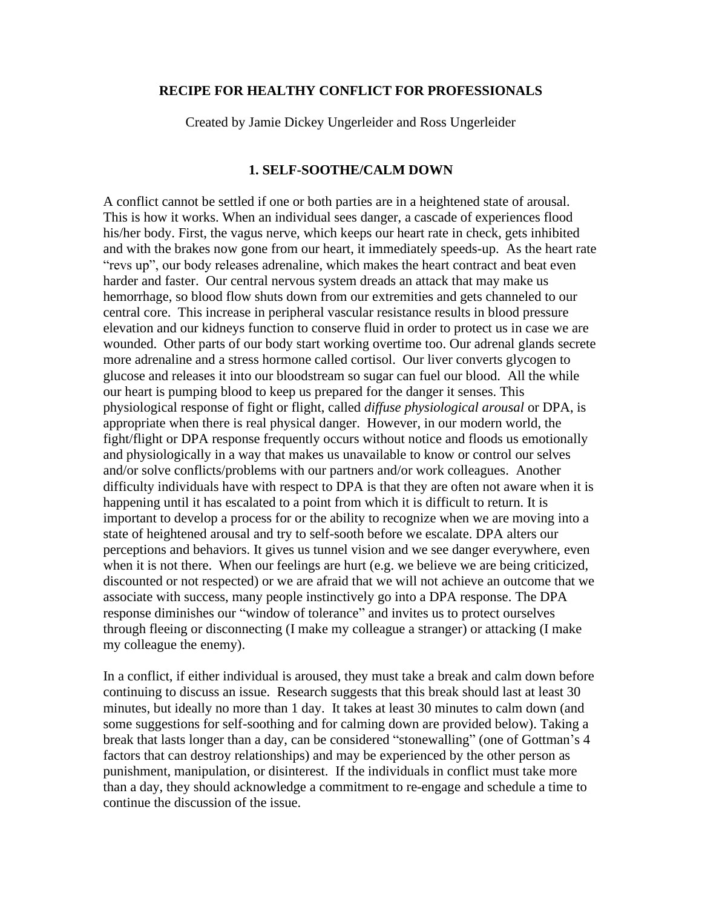# RECIPE FOR HEALTHY CONFLICT FOR PROFESSIONALS

Created by Jamie Dickey Ungerleider and Ross Ungerleider

## 1. SELF-SOOTHE/CALM DOWN

A conflict cannot be settled if one or both parties are in a heightened state of arousal. This is how it works. When an individual sees danger, a cascade of experiences flood his/her body. First, the vagus nerve, which keeps our heart rate in check, gets inhibited and with the brakes now gone from our heart, it immediately speeds-up. As the heart rate "revs up", our body releases adrenaline, which makes the heart contract and beat even harder and faster. Our central nervous system dreads an attack that may make us hemorrhage, so blood flow shuts down from our extremities and gets channeled to our central core. This increase in peripheral vascular resistance results in blood pressure elevation and our kidneys function to conserve fluid in order to protect us in case we are wounded. Other parts of our body start working overtime too. Our adrenal glands secrete more adrenaline and a stress hormone called cortisol. Our liver converts glycogen to glucose and releases it into our bloodstream so sugar can fuel our blood. All the while our heart is pumping blood to keep us prepared for the danger it senses. This physiological response of fight or flight, called *diffuse physiological arousal* or DPA, is appropriate when there is real physical danger. However, in our modern world, the fight/flight or DPA response frequently occurs without notice and floods us emotionally and physiologically in a way that makes us unavailable to know or control our selves and/or solve conflicts/problems with our partners and/or work colleagues. Another difficulty individuals have with respect to DPA is that they are often not aware when it is happening until it has escalated to a point from which it is difficult to return. It is important to develop a process for or the ability to recognize when we are moving into a state of heightened arousal and try to self-sooth before we escalate. DPA alters our perceptions and behaviors. It gives us tunnel vision and we see danger everywhere, even when it is not there. When our feelings are hurt (e.g. we believe we are being criticized, discounted or not respected) or we are afraid that we will not achieve an outcome that we associate with success, many people instinctively go into a DPA response. The DPA response diminishes our "window of tolerance" and invites us to protect ourselves through fleeing or disconnecting (I make my colleague a stranger) or attacking (I make my colleague the enemy).

In a conflict, if either individual is aroused, they must take a break and calm down before continuing to discuss an issue. Research suggests that this break should last at least 30 minutes, but ideally no more than 1 day. It takes at least 30 minutes to calm down (and some suggestions for self-soothing and for calming down are provided below). Taking a break that lasts longer than a day, can be considered "stonewalling" (one of Gottman's 4 factors that can destroy relationships) and may be experienced by the other person as punishment, manipulation, or disinterest. If the individuals in conflict must take more than a day, they should acknowledge a commitment to re-engage and schedule a time to continue the discussion of the issue.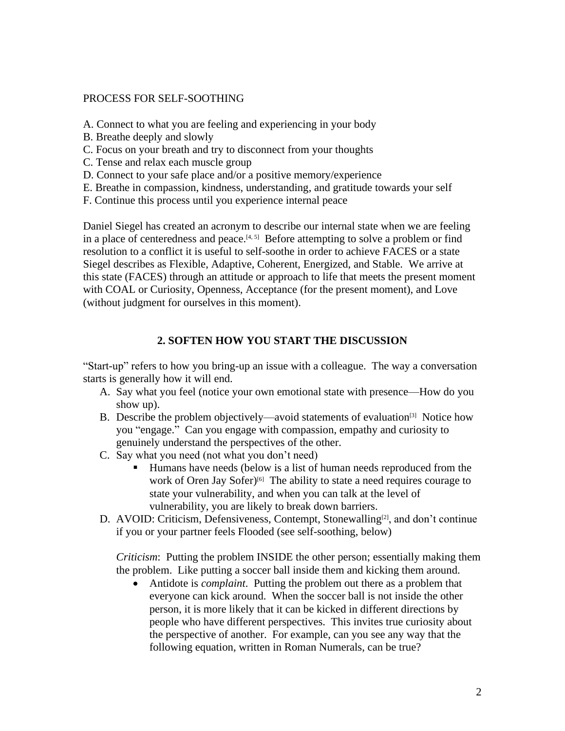PROCESS FOR SELF-SOOTHING

A. Connect to what you are feeling and experiencing in your body
B. Breathe deeply and slowly
C. Focus on your breath and try to disconnect from your thoughts
C. Tense and relax each muscle group
D. Connect to your safe place and/or a positive memory/experience
E. Breathe in compassion, kindness, understanding, and gratitude towards your self
F. Continue this process until you experience internal peace

Daniel Siegel has created an acronym to describe our internal state when we are feeling in a place of centeredness and peace.[4, 5] Before attempting to solve a problem or find resolution to a conflict it is useful to self-soothe in order to achieve FACES or a state Siegel describes as Flexible, Adaptive, Coherent, Energized, and Stable. We arrive at this state (FACES) through an attitude or approach to life that meets the present moment with COAL or Curiosity, Openness, Acceptance (for the present moment), and Love (without judgment for ourselves in this moment).

## 2. SOFTEN HOW YOU START THE DISCUSSION

"Start-up" refers to how you bring-up an issue with a colleague. The way a conversation starts is generally how it will end.

A. Say what you feel (notice your own emotional state with presence—How do you show up).
B. Describe the problem objectively—avoid statements of evaluation[3] Notice how you "engage." Can you engage with compassion, empathy and curiosity to genuinely understand the perspectives of the other.
C. Say what you need (not what you don't need)
   - Humans have needs (below is a list of human needs reproduced from the work of Oren Jay Sofer)[6] The ability to state a need requires courage to state your vulnerability, and when you can talk at the level of vulnerability, you are likely to break down barriers.
D. AVOID: Criticism, Defensiveness, Contempt, Stonewalling[2], and don't continue if you or your partner feels Flooded (see self-soothing, below)

   *Criticism*: Putting the problem INSIDE the other person; essentially making them the problem. Like putting a soccer ball inside them and kicking them around.

   - Antidote is *complaint*. Putting the problem out there as a problem that everyone can kick around. When the soccer ball is not inside the other person, it is more likely that it can be kicked in different directions by people who have different perspectives. This invites true curiosity about the perspective of another. For example, can you see any way that the following equation, written in Roman Numerals, can be true?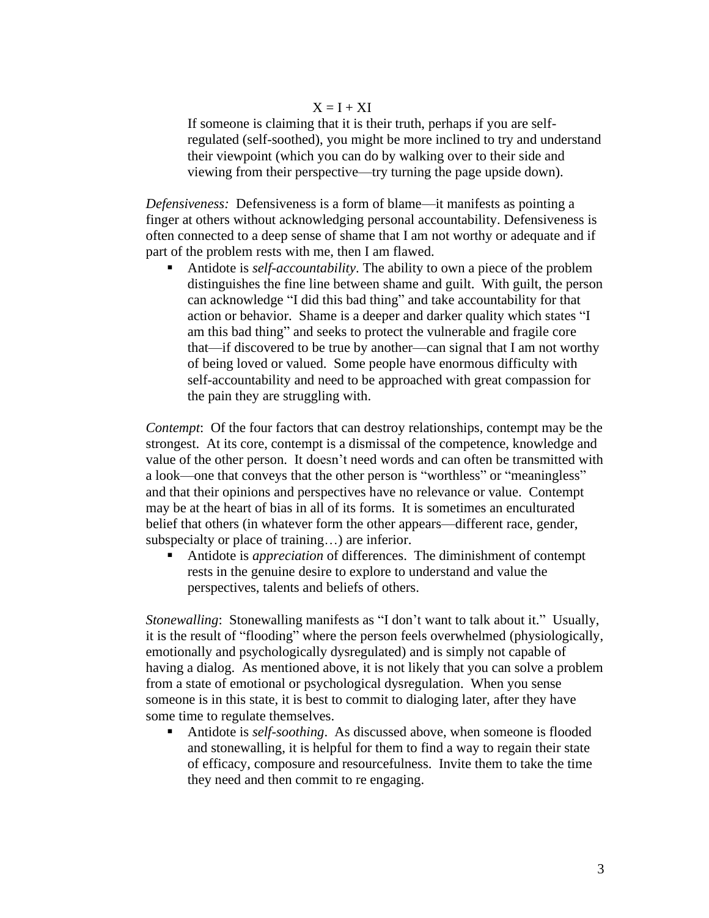X = I + XI

If someone is claiming that it is their truth, perhaps if you are self-regulated (self-soothed), you might be more inclined to try and understand their viewpoint (which you can do by walking over to their side and viewing from their perspective—try turning the page upside down).

*Defensiveness:* Defensiveness is a form of blame—it manifests as pointing a finger at others without acknowledging personal accountability. Defensiveness is often connected to a deep sense of shame that I am not worthy or adequate and if part of the problem rests with me, then I am flawed.

- Antidote is *self-accountability*. The ability to own a piece of the problem distinguishes the fine line between shame and guilt. With guilt, the person can acknowledge "I did this bad thing" and take accountability for that action or behavior. Shame is a deeper and darker quality which states "I am this bad thing" and seeks to protect the vulnerable and fragile core that—if discovered to be true by another—can signal that I am not worthy of being loved or valued. Some people have enormous difficulty with self-accountability and need to be approached with great compassion for the pain they are struggling with.

*Contempt*: Of the four factors that can destroy relationships, contempt may be the strongest. At its core, contempt is a dismissal of the competence, knowledge and value of the other person. It doesn't need words and can often be transmitted with a look—one that conveys that the other person is "worthless" or "meaningless" and that their opinions and perspectives have no relevance or value. Contempt may be at the heart of bias in all of its forms. It is sometimes an enculturated belief that others (in whatever form the other appears—different race, gender, subspecialty or place of training…) are inferior.

- Antidote is *appreciation* of differences. The diminishment of contempt rests in the genuine desire to explore to understand and value the perspectives, talents and beliefs of others.

*Stonewalling*: Stonewalling manifests as "I don't want to talk about it." Usually, it is the result of "flooding" where the person feels overwhelmed (physiologically, emotionally and psychologically dysregulated) and is simply not capable of having a dialog. As mentioned above, it is not likely that you can solve a problem from a state of emotional or psychological dysregulation. When you sense someone is in this state, it is best to commit to dialoging later, after they have some time to regulate themselves.

- Antidote is *self-soothing*. As discussed above, when someone is flooded and stonewalling, it is helpful for them to find a way to regain their state of efficacy, composure and resourcefulness. Invite them to take the time they need and then commit to re engaging.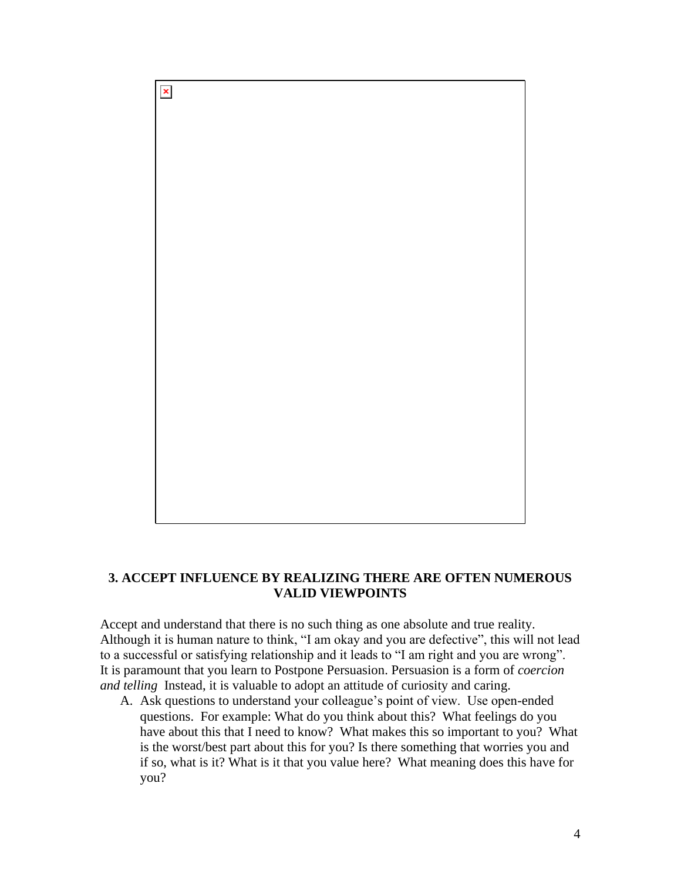## 3. ACCEPT INFLUENCE BY REALIZING THERE ARE OFTEN NUMEROUS VALID VIEWPOINTS

Accept and understand that there is no such thing as one absolute and true reality. Although it is human nature to think, "I am okay and you are defective", this will not lead to a successful or satisfying relationship and it leads to "I am right and you are wrong". It is paramount that you learn to Postpone Persuasion. Persuasion is a form of *coercion and telling* Instead, it is valuable to adopt an attitude of curiosity and caring.

A. Ask questions to understand your colleague's point of view. Use open-ended questions. For example: What do you think about this? What feelings do you have about this that I need to know? What makes this so important to you? What is the worst/best part about this for you? Is there something that worries you and if so, what is it? What is it that you value here? What meaning does this have for you?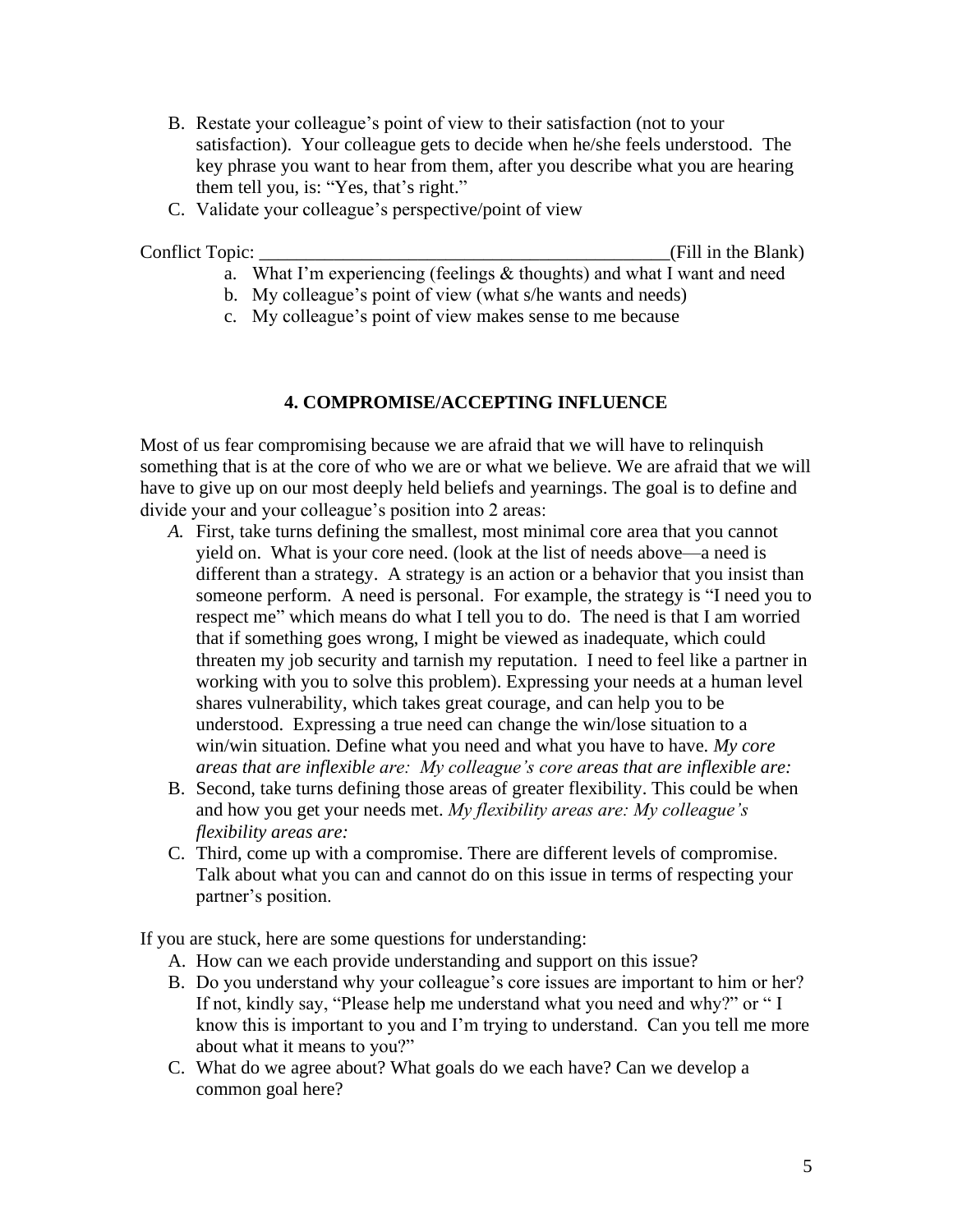B. Restate your colleague's point of view to their satisfaction (not to your satisfaction). Your colleague gets to decide when he/she feels understood. The key phrase you want to hear from them, after you describe what you are hearing them tell you, is: "Yes, that's right."

C. Validate your colleague's perspective/point of view

Conflict Topic: _____________________________________________(Fill in the Blank)

a. What I'm experiencing (feelings & thoughts) and what I want and need
b. My colleague's point of view (what s/he wants and needs)
c. My colleague's point of view makes sense to me because

## 4. COMPROMISE/ACCEPTING INFLUENCE

Most of us fear compromising because we are afraid that we will have to relinquish something that is at the core of who we are or what we believe. We are afraid that we will have to give up on our most deeply held beliefs and yearnings. The goal is to define and divide your and your colleague's position into 2 areas:

*A.* First, take turns defining the smallest, most minimal core area that you cannot yield on. What is your core need. (look at the list of needs above—a need is different than a strategy. A strategy is an action or a behavior that you insist than someone perform. A need is personal. For example, the strategy is "I need you to respect me" which means do what I tell you to do. The need is that I am worried that if something goes wrong, I might be viewed as inadequate, which could threaten my job security and tarnish my reputation. I need to feel like a partner in working with you to solve this problem). Expressing your needs at a human level shares vulnerability, which takes great courage, and can help you to be understood. Expressing a true need can change the win/lose situation to a win/win situation. Define what you need and what you have to have. *My core areas that are inflexible are: My colleague's core areas that are inflexible are:*

B. Second, take turns defining those areas of greater flexibility. This could be when and how you get your needs met. *My flexibility areas are: My colleague's flexibility areas are:*

C. Third, come up with a compromise. There are different levels of compromise. Talk about what you can and cannot do on this issue in terms of respecting your partner's position.

If you are stuck, here are some questions for understanding:

A. How can we each provide understanding and support on this issue?
B. Do you understand why your colleague's core issues are important to him or her? If not, kindly say, "Please help me understand what you need and why?" or " I know this is important to you and I'm trying to understand. Can you tell me more about what it means to you?"
C. What do we agree about? What goals do we each have? Can we develop a common goal here?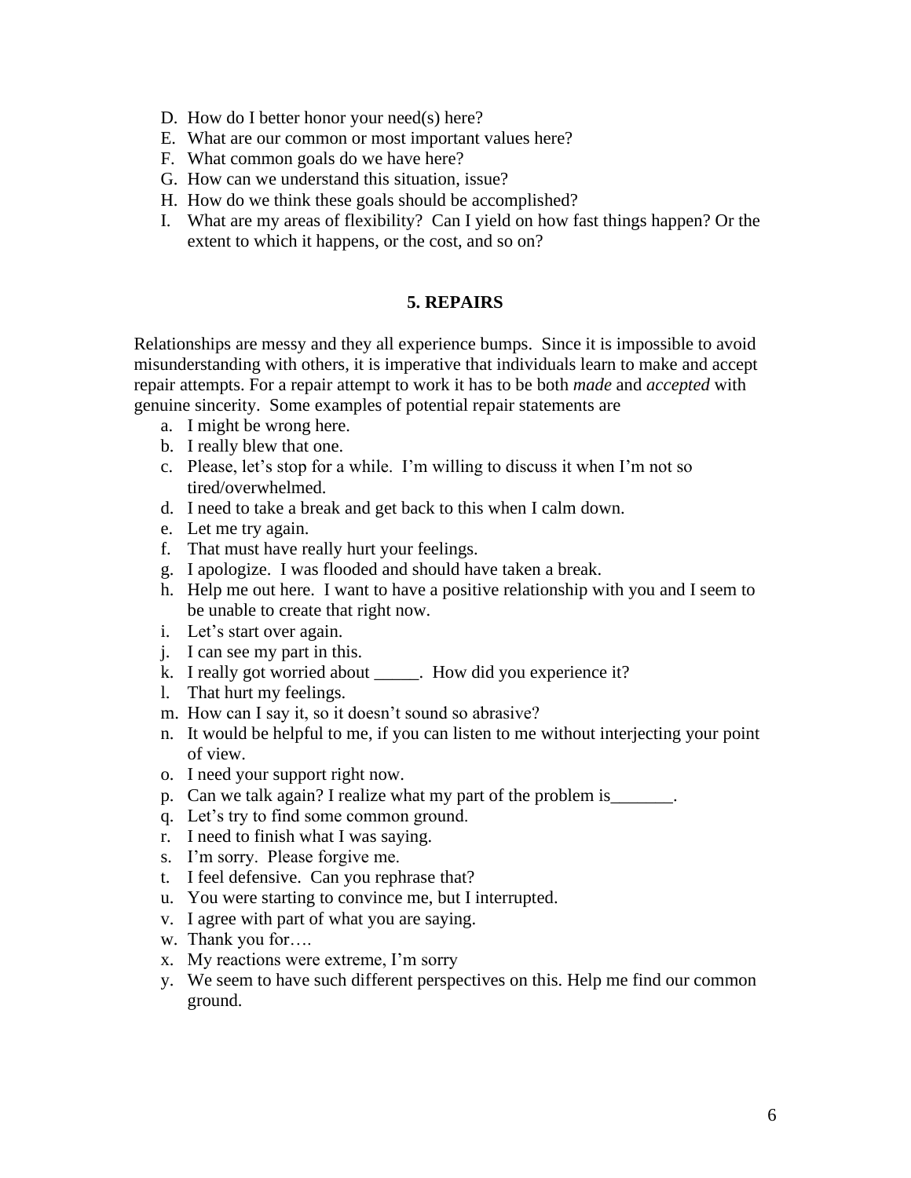D. How do I better honor your need(s) here?
E. What are our common or most important values here?
F. What common goals do we have here?
G. How can we understand this situation, issue?
H. How do we think these goals should be accomplished?
I. What are my areas of flexibility? Can I yield on how fast things happen? Or the extent to which it happens, or the cost, and so on?

## 5. REPAIRS

Relationships are messy and they all experience bumps. Since it is impossible to avoid misunderstanding with others, it is imperative that individuals learn to make and accept repair attempts. For a repair attempt to work it has to be both *made* and *accepted* with genuine sincerity. Some examples of potential repair statements are

a. I might be wrong here.
b. I really blew that one.
c. Please, let's stop for a while. I'm willing to discuss it when I'm not so tired/overwhelmed.
d. I need to take a break and get back to this when I calm down.
e. Let me try again.
f. That must have really hurt your feelings.
g. I apologize. I was flooded and should have taken a break.
h. Help me out here. I want to have a positive relationship with you and I seem to be unable to create that right now.
i. Let's start over again.
j. I can see my part in this.
k. I really got worried about _____. How did you experience it?
l. That hurt my feelings.
m. How can I say it, so it doesn't sound so abrasive?
n. It would be helpful to me, if you can listen to me without interjecting your point of view.
o. I need your support right now.
p. Can we talk again? I realize what my part of the problem is_______.
q. Let's try to find some common ground.
r. I need to finish what I was saying.
s. I'm sorry. Please forgive me.
t. I feel defensive. Can you rephrase that?
u. You were starting to convince me, but I interrupted.
v. I agree with part of what you are saying.
w. Thank you for….
x. My reactions were extreme, I'm sorry
y. We seem to have such different perspectives on this. Help me find our common ground.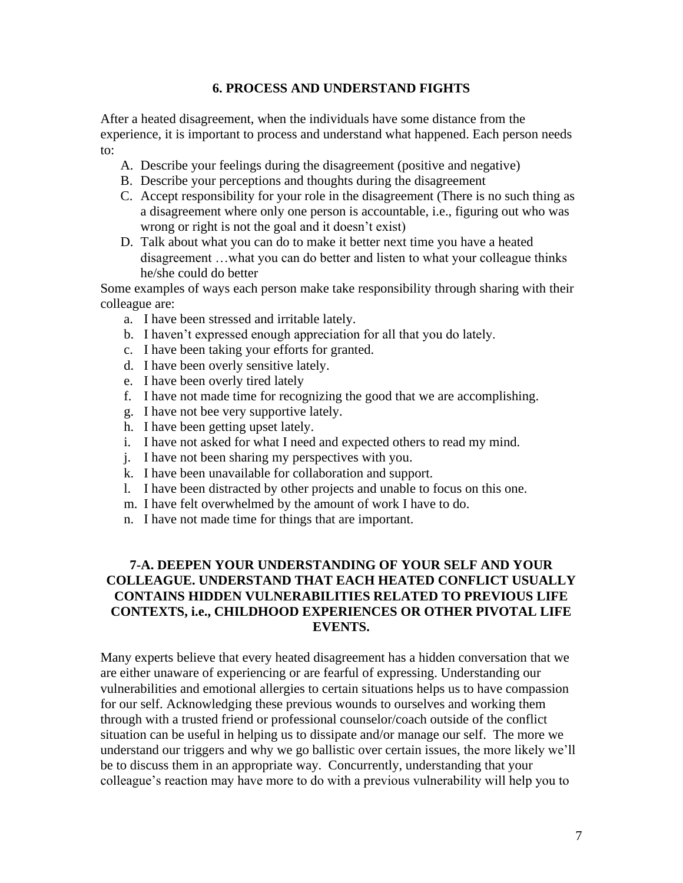## 6. PROCESS AND UNDERSTAND FIGHTS

After a heated disagreement, when the individuals have some distance from the experience, it is important to process and understand what happened. Each person needs to:

A. Describe your feelings during the disagreement (positive and negative)
B. Describe your perceptions and thoughts during the disagreement
C. Accept responsibility for your role in the disagreement (There is no such thing as a disagreement where only one person is accountable, i.e., figuring out who was wrong or right is not the goal and it doesn't exist)
D. Talk about what you can do to make it better next time you have a heated disagreement …what you can do better and listen to what your colleague thinks he/she could do better

Some examples of ways each person make take responsibility through sharing with their colleague are:

a. I have been stressed and irritable lately.
b. I haven't expressed enough appreciation for all that you do lately.
c. I have been taking your efforts for granted.
d. I have been overly sensitive lately.
e. I have been overly tired lately
f. I have not made time for recognizing the good that we are accomplishing.
g. I have not bee very supportive lately.
h. I have been getting upset lately.
i. I have not asked for what I need and expected others to read my mind.
j. I have not been sharing my perspectives with you.
k. I have been unavailable for collaboration and support.
l. I have been distracted by other projects and unable to focus on this one.
m. I have felt overwhelmed by the amount of work I have to do.
n. I have not made time for things that are important.

## 7-A. DEEPEN YOUR UNDERSTANDING OF YOUR SELF AND YOUR COLLEAGUE. UNDERSTAND THAT EACH HEATED CONFLICT USUALLY CONTAINS HIDDEN VULNERABILITIES RELATED TO PREVIOUS LIFE CONTEXTS, i.e., CHILDHOOD EXPERIENCES OR OTHER PIVOTAL LIFE EVENTS.

Many experts believe that every heated disagreement has a hidden conversation that we are either unaware of experiencing or are fearful of expressing. Understanding our vulnerabilities and emotional allergies to certain situations helps us to have compassion for our self. Acknowledging these previous wounds to ourselves and working them through with a trusted friend or professional counselor/coach outside of the conflict situation can be useful in helping us to dissipate and/or manage our self. The more we understand our triggers and why we go ballistic over certain issues, the more likely we'll be to discuss them in an appropriate way. Concurrently, understanding that your colleague's reaction may have more to do with a previous vulnerability will help you to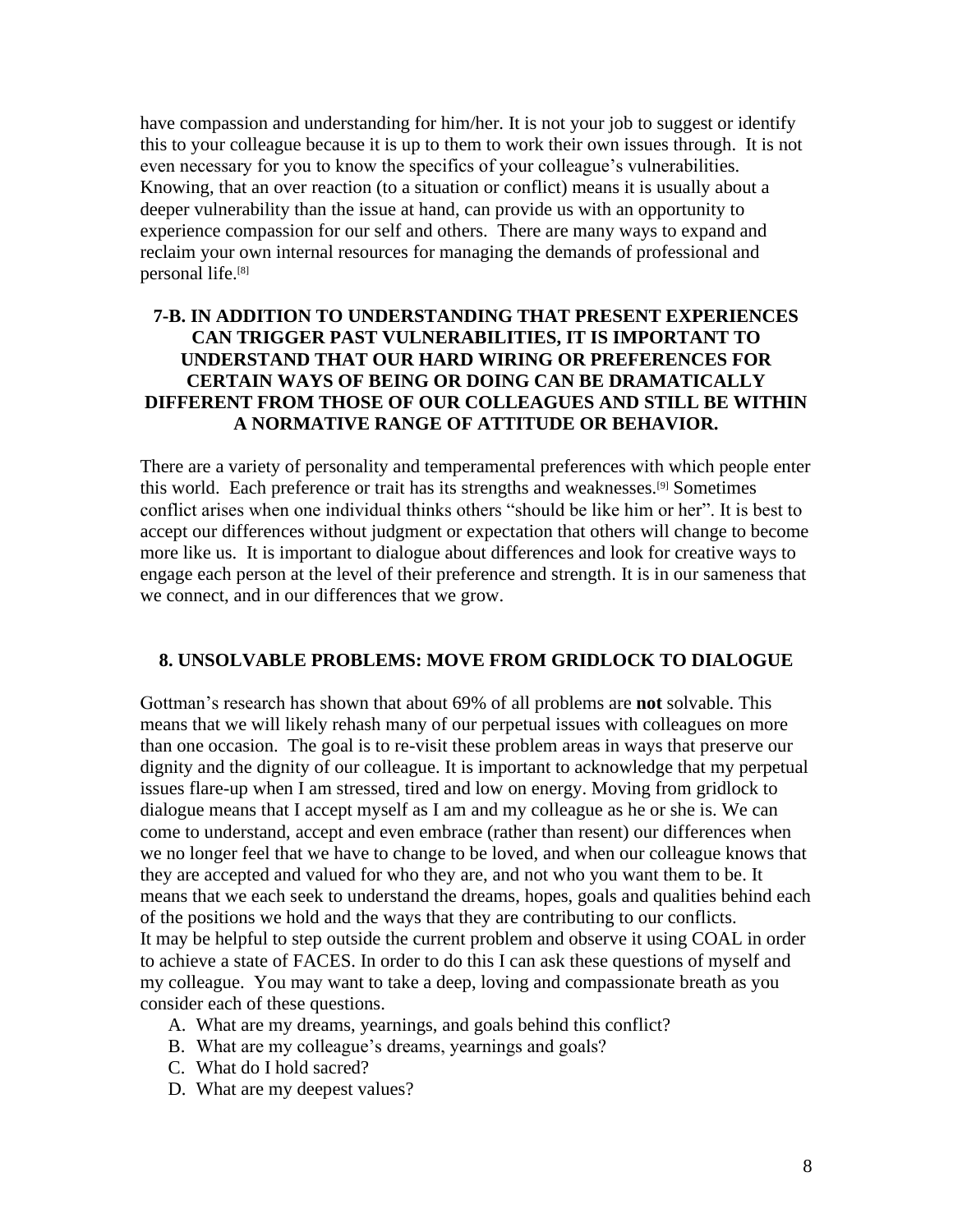have compassion and understanding for him/her. It is not your job to suggest or identify this to your colleague because it is up to them to work their own issues through. It is not even necessary for you to know the specifics of your colleague's vulnerabilities. Knowing, that an over reaction (to a situation or conflict) means it is usually about a deeper vulnerability than the issue at hand, can provide us with an opportunity to experience compassion for our self and others. There are many ways to expand and reclaim your own internal resources for managing the demands of professional and personal life.[8]

## 7-B. IN ADDITION TO UNDERSTANDING THAT PRESENT EXPERIENCES CAN TRIGGER PAST VULNERABILITIES, IT IS IMPORTANT TO UNDERSTAND THAT OUR HARD WIRING OR PREFERENCES FOR CERTAIN WAYS OF BEING OR DOING CAN BE DRAMATICALLY DIFFERENT FROM THOSE OF OUR COLLEAGUES AND STILL BE WITHIN A NORMATIVE RANGE OF ATTITUDE OR BEHAVIOR.

There are a variety of personality and temperamental preferences with which people enter this world. Each preference or trait has its strengths and weaknesses.[9] Sometimes conflict arises when one individual thinks others "should be like him or her". It is best to accept our differences without judgment or expectation that others will change to become more like us. It is important to dialogue about differences and look for creative ways to engage each person at the level of their preference and strength. It is in our sameness that we connect, and in our differences that we grow.

## 8. UNSOLVABLE PROBLEMS: MOVE FROM GRIDLOCK TO DIALOGUE

Gottman's research has shown that about 69% of all problems are **not** solvable. This means that we will likely rehash many of our perpetual issues with colleagues on more than one occasion. The goal is to re-visit these problem areas in ways that preserve our dignity and the dignity of our colleague. It is important to acknowledge that my perpetual issues flare-up when I am stressed, tired and low on energy. Moving from gridlock to dialogue means that I accept myself as I am and my colleague as he or she is. We can come to understand, accept and even embrace (rather than resent) our differences when we no longer feel that we have to change to be loved, and when our colleague knows that they are accepted and valued for who they are, and not who you want them to be. It means that we each seek to understand the dreams, hopes, goals and qualities behind each of the positions we hold and the ways that they are contributing to our conflicts.
It may be helpful to step outside the current problem and observe it using COAL in order to achieve a state of FACES. In order to do this I can ask these questions of myself and my colleague. You may want to take a deep, loving and compassionate breath as you consider each of these questions.

A. What are my dreams, yearnings, and goals behind this conflict?
B. What are my colleague's dreams, yearnings and goals?
C. What do I hold sacred?
D. What are my deepest values?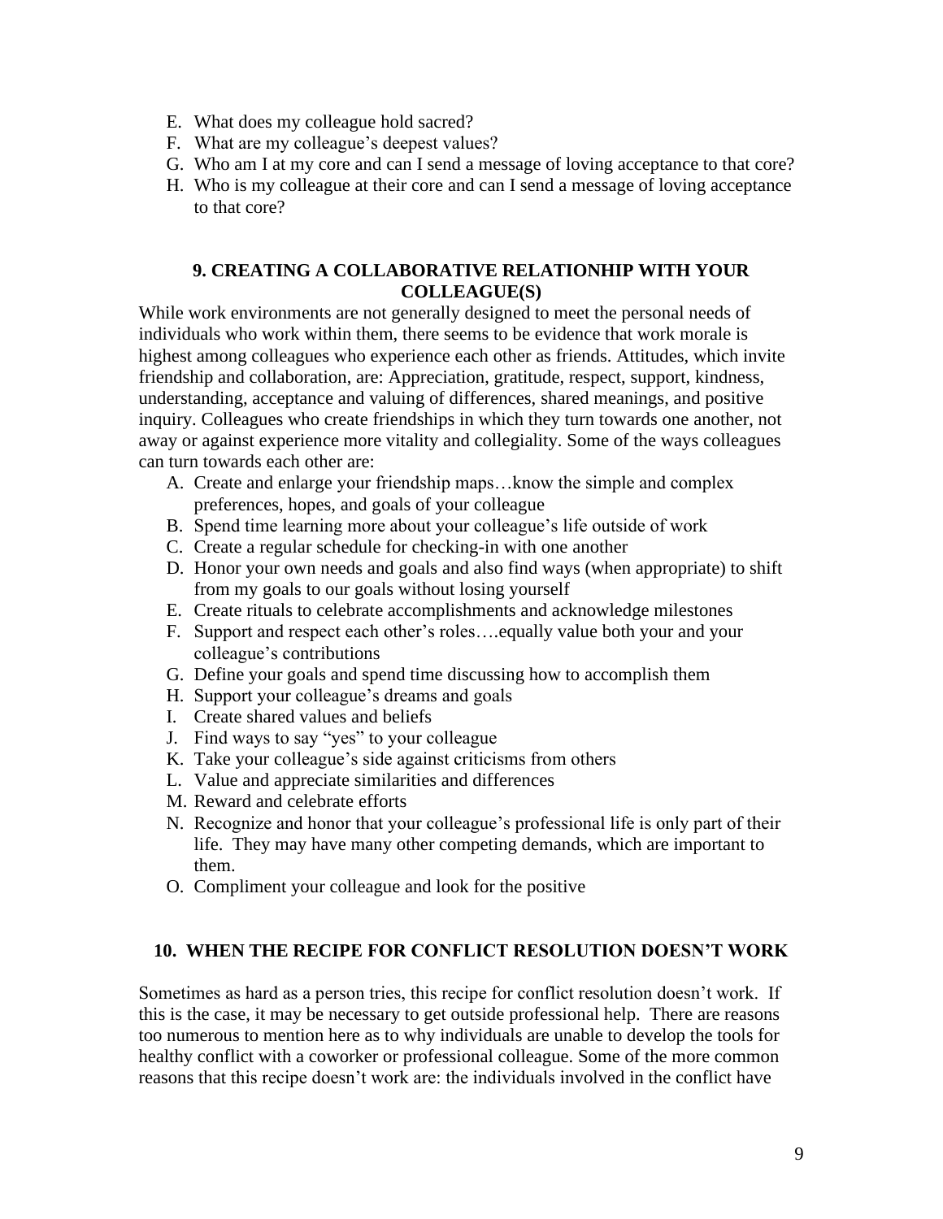E. What does my colleague hold sacred?
F. What are my colleague's deepest values?
G. Who am I at my core and can I send a message of loving acceptance to that core?
H. Who is my colleague at their core and can I send a message of loving acceptance to that core?

## 9. CREATING A COLLABORATIVE RELATIONHIP WITH YOUR COLLEAGUE(S)

While work environments are not generally designed to meet the personal needs of individuals who work within them, there seems to be evidence that work morale is highest among colleagues who experience each other as friends. Attitudes, which invite friendship and collaboration, are: Appreciation, gratitude, respect, support, kindness, understanding, acceptance and valuing of differences, shared meanings, and positive inquiry. Colleagues who create friendships in which they turn towards one another, not away or against experience more vitality and collegiality. Some of the ways colleagues can turn towards each other are:

A. Create and enlarge your friendship maps…know the simple and complex preferences, hopes, and goals of your colleague
B. Spend time learning more about your colleague's life outside of work
C. Create a regular schedule for checking-in with one another
D. Honor your own needs and goals and also find ways (when appropriate) to shift from my goals to our goals without losing yourself
E. Create rituals to celebrate accomplishments and acknowledge milestones
F. Support and respect each other's roles….equally value both your and your colleague's contributions
G. Define your goals and spend time discussing how to accomplish them
H. Support your colleague's dreams and goals
I. Create shared values and beliefs
J. Find ways to say "yes" to your colleague
K. Take your colleague's side against criticisms from others
L. Value and appreciate similarities and differences
M. Reward and celebrate efforts
N. Recognize and honor that your colleague's professional life is only part of their life. They may have many other competing demands, which are important to them.
O. Compliment your colleague and look for the positive

## 10. WHEN THE RECIPE FOR CONFLICT RESOLUTION DOESN'T WORK

Sometimes as hard as a person tries, this recipe for conflict resolution doesn't work. If this is the case, it may be necessary to get outside professional help. There are reasons too numerous to mention here as to why individuals are unable to develop the tools for healthy conflict with a coworker or professional colleague. Some of the more common reasons that this recipe doesn't work are: the individuals involved in the conflict have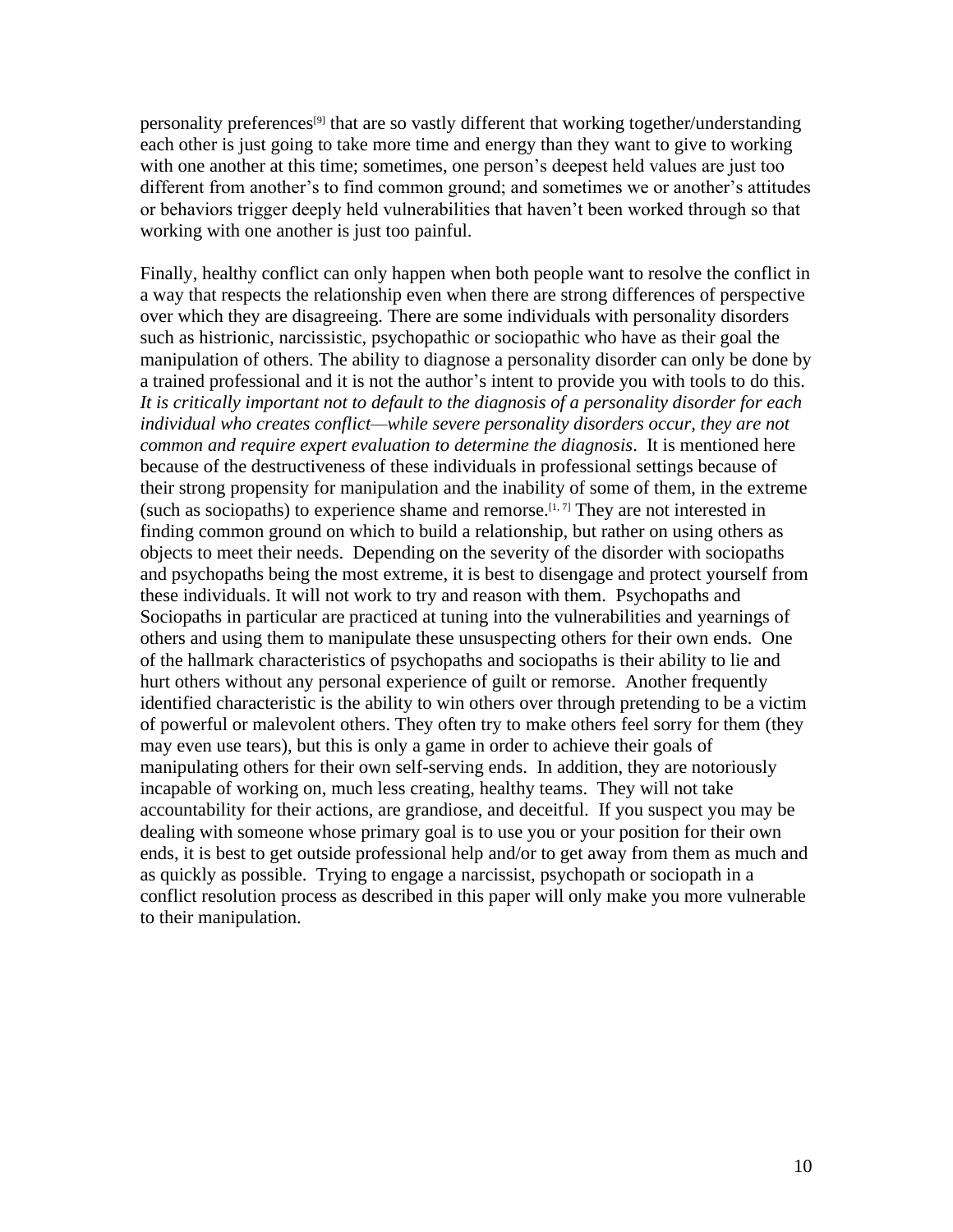personality preferences[9] that are so vastly different that working together/understanding each other is just going to take more time and energy than they want to give to working with one another at this time; sometimes, one person's deepest held values are just too different from another's to find common ground; and sometimes we or another's attitudes or behaviors trigger deeply held vulnerabilities that haven't been worked through so that working with one another is just too painful.

Finally, healthy conflict can only happen when both people want to resolve the conflict in a way that respects the relationship even when there are strong differences of perspective over which they are disagreeing. There are some individuals with personality disorders such as histrionic, narcissistic, psychopathic or sociopathic who have as their goal the manipulation of others. The ability to diagnose a personality disorder can only be done by a trained professional and it is not the author's intent to provide you with tools to do this. *It is critically important not to default to the diagnosis of a personality disorder for each individual who creates conflict—while severe personality disorders occur, they are not common and require expert evaluation to determine the diagnosis*. It is mentioned here because of the destructiveness of these individuals in professional settings because of their strong propensity for manipulation and the inability of some of them, in the extreme (such as sociopaths) to experience shame and remorse.[1, 7] They are not interested in finding common ground on which to build a relationship, but rather on using others as objects to meet their needs. Depending on the severity of the disorder with sociopaths and psychopaths being the most extreme, it is best to disengage and protect yourself from these individuals. It will not work to try and reason with them. Psychopaths and Sociopaths in particular are practiced at tuning into the vulnerabilities and yearnings of others and using them to manipulate these unsuspecting others for their own ends. One of the hallmark characteristics of psychopaths and sociopaths is their ability to lie and hurt others without any personal experience of guilt or remorse. Another frequently identified characteristic is the ability to win others over through pretending to be a victim of powerful or malevolent others. They often try to make others feel sorry for them (they may even use tears), but this is only a game in order to achieve their goals of manipulating others for their own self-serving ends. In addition, they are notoriously incapable of working on, much less creating, healthy teams. They will not take accountability for their actions, are grandiose, and deceitful. If you suspect you may be dealing with someone whose primary goal is to use you or your position for their own ends, it is best to get outside professional help and/or to get away from them as much and as quickly as possible. Trying to engage a narcissist, psychopath or sociopath in a conflict resolution process as described in this paper will only make you more vulnerable to their manipulation.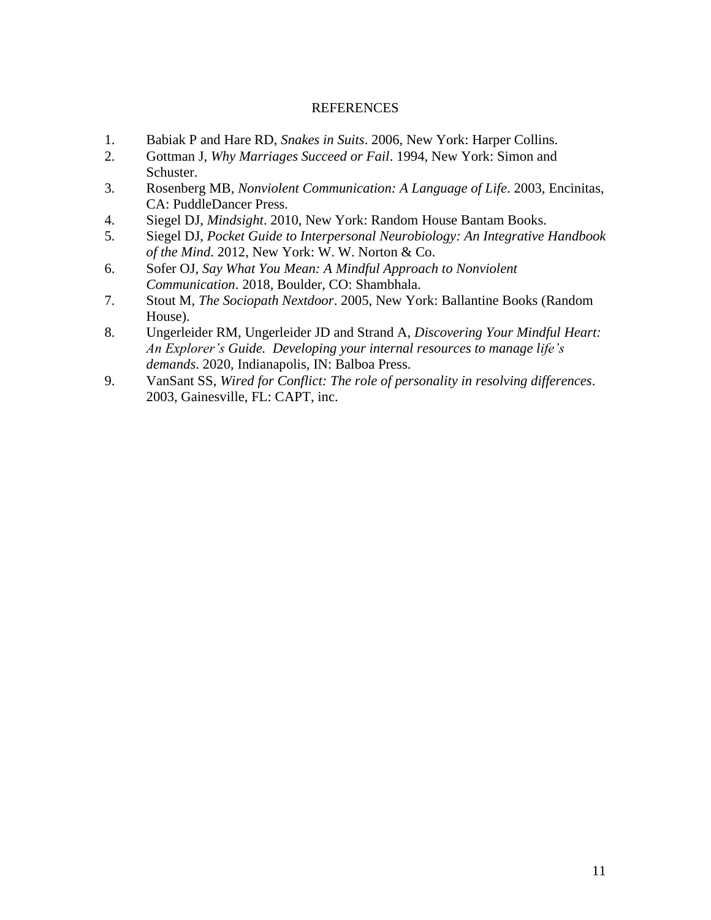# REFERENCES

1. Babiak P and Hare RD, *Snakes in Suits*. 2006, New York: Harper Collins.
2. Gottman J, *Why Marriages Succeed or Fail*. 1994, New York: Simon and Schuster.
3. Rosenberg MB, *Nonviolent Communication: A Language of Life*. 2003, Encinitas, CA: PuddleDancer Press.
4. Siegel DJ, *Mindsight*. 2010, New York: Random House Bantam Books.
5. Siegel DJ, *Pocket Guide to Interpersonal Neurobiology: An Integrative Handbook of the Mind*. 2012, New York: W. W. Norton & Co.
6. Sofer OJ, *Say What You Mean: A Mindful Approach to Nonviolent Communication*. 2018, Boulder, CO: Shambhala.
7. Stout M, *The Sociopath Nextdoor*. 2005, New York: Ballantine Books (Random House).
8. Ungerleider RM, Ungerleider JD and Strand A, *Discovering Your Mindful Heart: An Explorer's Guide. Developing your internal resources to manage life's demands*. 2020, Indianapolis, IN: Balboa Press.
9. VanSant SS, *Wired for Conflict: The role of personality in resolving differences*. 2003, Gainesville, FL: CAPT, inc.